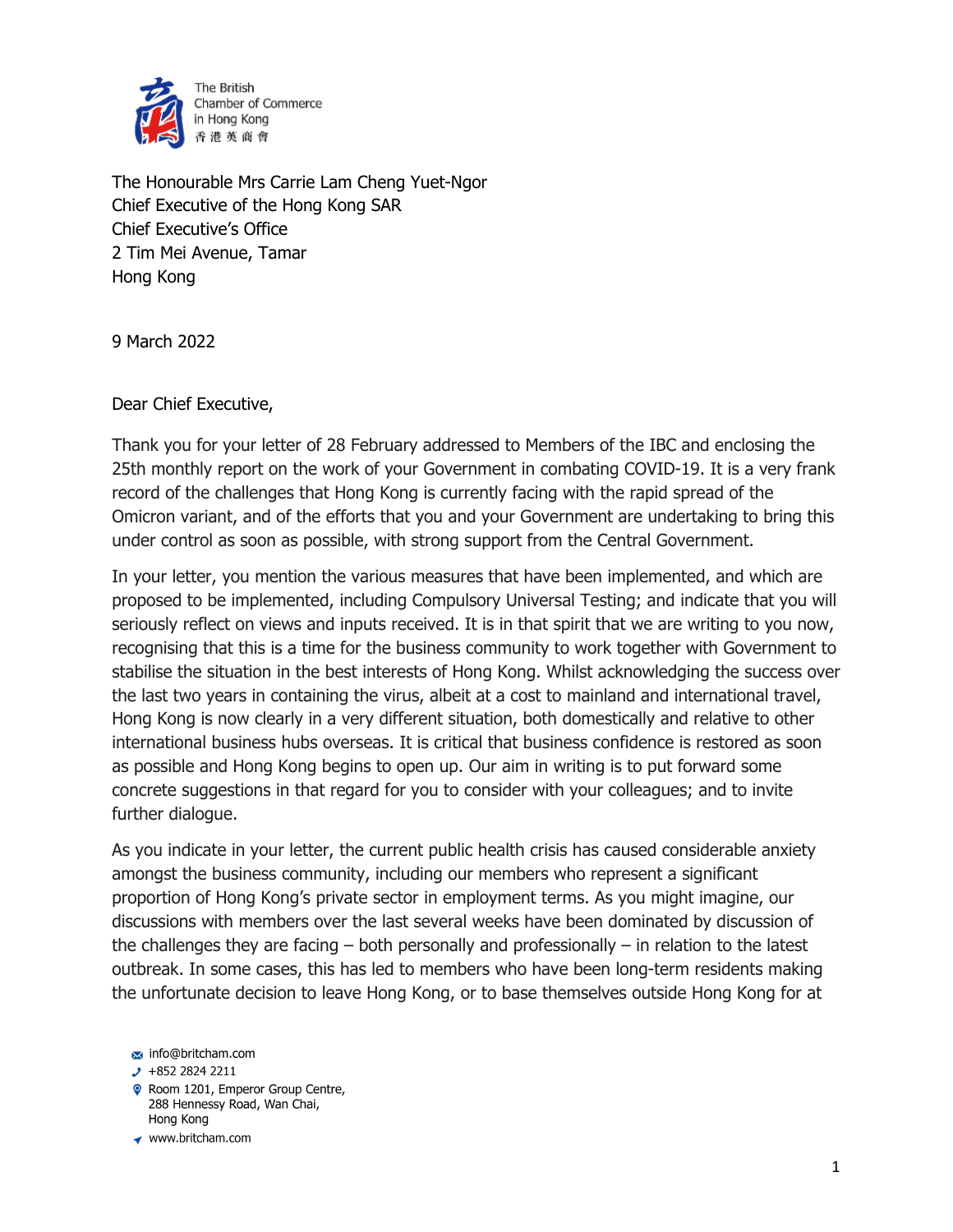The British Chamber of Commerce in Hong Kong
香港英商會

The Honourable Mrs Carrie Lam Cheng Yuet-Ngor
Chief Executive of the Hong Kong SAR
Chief Executive's Office
2 Tim Mei Avenue, Tamar
Hong Kong

9 March 2022

Dear Chief Executive,

Thank you for your letter of 28 February addressed to Members of the IBC and enclosing the 25th monthly report on the work of your Government in combating COVID-19. It is a very frank record of the challenges that Hong Kong is currently facing with the rapid spread of the Omicron variant, and of the efforts that you and your Government are undertaking to bring this under control as soon as possible, with strong support from the Central Government.

In your letter, you mention the various measures that have been implemented, and which are proposed to be implemented, including Compulsory Universal Testing; and indicate that you will seriously reflect on views and inputs received. It is in that spirit that we are writing to you now, recognising that this is a time for the business community to work together with Government to stabilise the situation in the best interests of Hong Kong. Whilst acknowledging the success over the last two years in containing the virus, albeit at a cost to mainland and international travel, Hong Kong is now clearly in a very different situation, both domestically and relative to other international business hubs overseas. It is critical that business confidence is restored as soon as possible and Hong Kong begins to open up. Our aim in writing is to put forward some concrete suggestions in that regard for you to consider with your colleagues; and to invite further dialogue.

As you indicate in your letter, the current public health crisis has caused considerable anxiety amongst the business community, including our members who represent a significant proportion of Hong Kong's private sector in employment terms. As you might imagine, our discussions with members over the last several weeks have been dominated by discussion of the challenges they are facing – both personally and professionally – in relation to the latest outbreak. In some cases, this has led to members who have been long-term residents making the unfortunate decision to leave Hong Kong, or to base themselves outside Hong Kong for at

info@britcham.com
+852 2824 2211
Room 1201, Emperor Group Centre, 288 Hennessy Road, Wan Chai, Hong Kong
www.britcham.com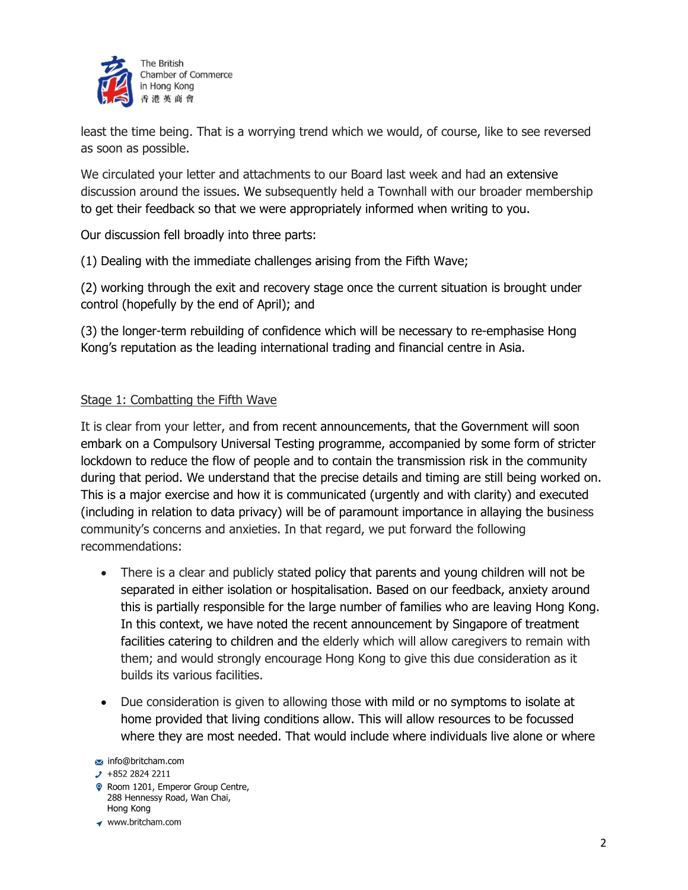least the time being. That is a worrying trend which we would, of course, like to see reversed as soon as possible.

We circulated your letter and attachments to our Board last week and had an extensive discussion around the issues. We subsequently held a Townhall with our broader membership to get their feedback so that we were appropriately informed when writing to you.

Our discussion fell broadly into three parts:

(1) Dealing with the immediate challenges arising from the Fifth Wave;

(2) working through the exit and recovery stage once the current situation is brought under control (hopefully by the end of April); and

(3) the longer-term rebuilding of confidence which will be necessary to re-emphasise Hong Kong's reputation as the leading international trading and financial centre in Asia.

<u>Stage 1: Combatting the Fifth Wave</u>

It is clear from your letter, and from recent announcements, that the Government will soon embark on a Compulsory Universal Testing programme, accompanied by some form of stricter lockdown to reduce the flow of people and to contain the transmission risk in the community during that period. We understand that the precise details and timing are still being worked on. This is a major exercise and how it is communicated (urgently and with clarity) and executed (including in relation to data privacy) will be of paramount importance in allaying the business community's concerns and anxieties. In that regard, we put forward the following recommendations:

- There is a clear and publicly stated policy that parents and young children will not be separated in either isolation or hospitalisation. Based on our feedback, anxiety around this is partially responsible for the large number of families who are leaving Hong Kong. In this context, we have noted the recent announcement by Singapore of treatment facilities catering to children and the elderly which will allow caregivers to remain with them; and would strongly encourage Hong Kong to give this due consideration as it builds its various facilities.

- Due consideration is given to allowing those with mild or no symptoms to isolate at home provided that living conditions allow. This will allow resources to be focussed where they are most needed. That would include where individuals live alone or where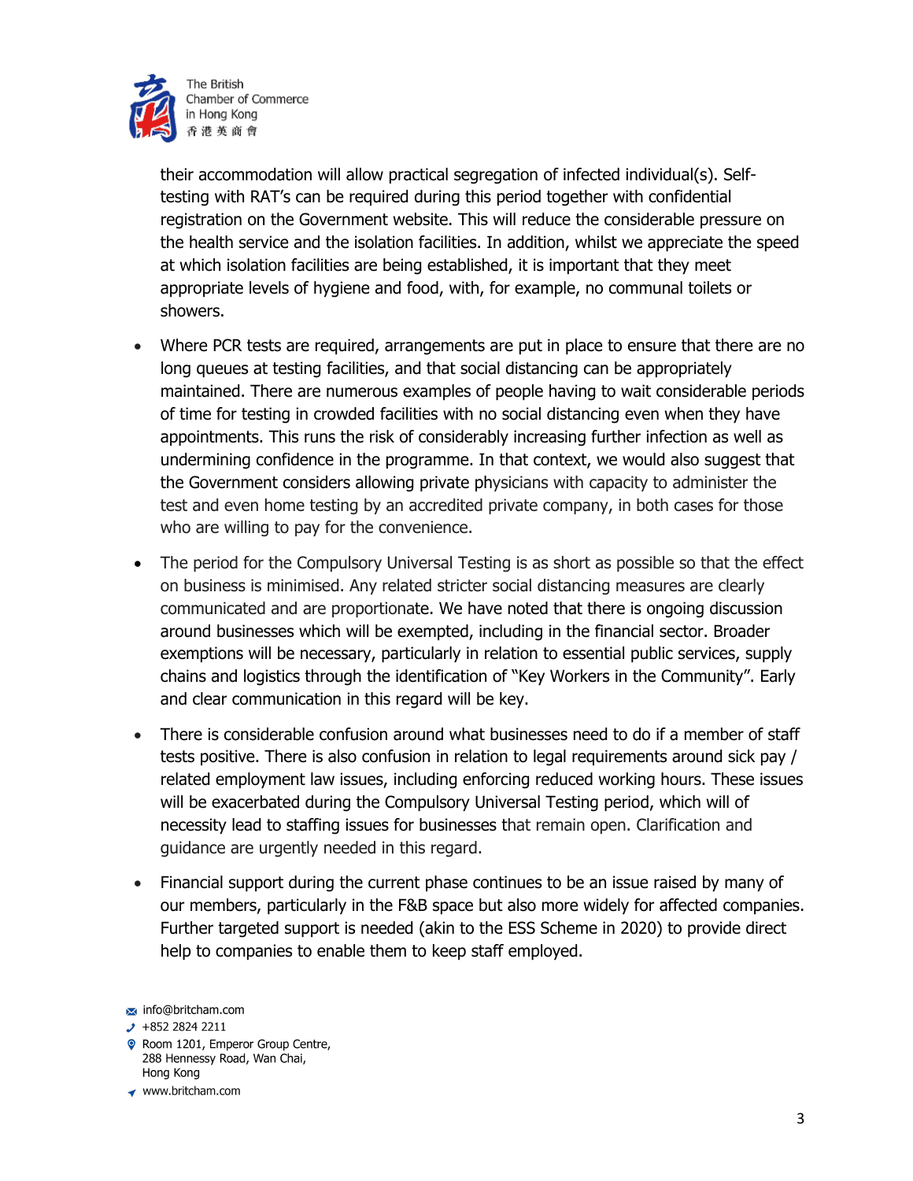their accommodation will allow practical segregation of infected individual(s). Self-testing with RAT's can be required during this period together with confidential registration on the Government website. This will reduce the considerable pressure on the health service and the isolation facilities. In addition, whilst we appreciate the speed at which isolation facilities are being established, it is important that they meet appropriate levels of hygiene and food, with, for example, no communal toilets or showers.

- Where PCR tests are required, arrangements are put in place to ensure that there are no long queues at testing facilities, and that social distancing can be appropriately maintained. There are numerous examples of people having to wait considerable periods of time for testing in crowded facilities with no social distancing even when they have appointments. This runs the risk of considerably increasing further infection as well as undermining confidence in the programme. In that context, we would also suggest that the Government considers allowing private physicians with capacity to administer the test and even home testing by an accredited private company, in both cases for those who are willing to pay for the convenience.

- The period for the Compulsory Universal Testing is as short as possible so that the effect on business is minimised. Any related stricter social distancing measures are clearly communicated and are proportionate. We have noted that there is ongoing discussion around businesses which will be exempted, including in the financial sector. Broader exemptions will be necessary, particularly in relation to essential public services, supply chains and logistics through the identification of "Key Workers in the Community". Early and clear communication in this regard will be key.

- There is considerable confusion around what businesses need to do if a member of staff tests positive. There is also confusion in relation to legal requirements around sick pay / related employment law issues, including enforcing reduced working hours. These issues will be exacerbated during the Compulsory Universal Testing period, which will of necessity lead to staffing issues for businesses that remain open. Clarification and guidance are urgently needed in this regard.

- Financial support during the current phase continues to be an issue raised by many of our members, particularly in the F&B space but also more widely for affected companies. Further targeted support is needed (akin to the ESS Scheme in 2020) to provide direct help to companies to enable them to keep staff employed.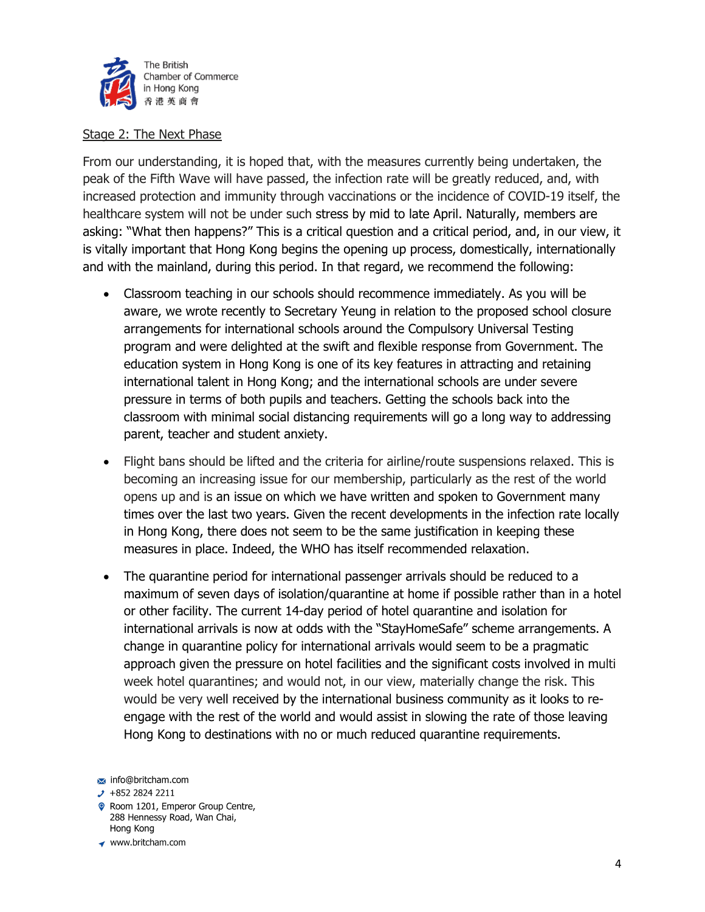Stage 2: The Next Phase

From our understanding, it is hoped that, with the measures currently being undertaken, the peak of the Fifth Wave will have passed, the infection rate will be greatly reduced, and, with increased protection and immunity through vaccinations or the incidence of COVID-19 itself, the healthcare system will not be under such stress by mid to late April. Naturally, members are asking: "What then happens?" This is a critical question and a critical period, and, in our view, it is vitally important that Hong Kong begins the opening up process, domestically, internationally and with the mainland, during this period. In that regard, we recommend the following:

- Classroom teaching in our schools should recommence immediately. As you will be aware, we wrote recently to Secretary Yeung in relation to the proposed school closure arrangements for international schools around the Compulsory Universal Testing program and were delighted at the swift and flexible response from Government. The education system in Hong Kong is one of its key features in attracting and retaining international talent in Hong Kong; and the international schools are under severe pressure in terms of both pupils and teachers. Getting the schools back into the classroom with minimal social distancing requirements will go a long way to addressing parent, teacher and student anxiety.

- Flight bans should be lifted and the criteria for airline/route suspensions relaxed. This is becoming an increasing issue for our membership, particularly as the rest of the world opens up and is an issue on which we have written and spoken to Government many times over the last two years. Given the recent developments in the infection rate locally in Hong Kong, there does not seem to be the same justification in keeping these measures in place. Indeed, the WHO has itself recommended relaxation.

- The quarantine period for international passenger arrivals should be reduced to a maximum of seven days of isolation/quarantine at home if possible rather than in a hotel or other facility. The current 14-day period of hotel quarantine and isolation for international arrivals is now at odds with the "StayHomeSafe" scheme arrangements. A change in quarantine policy for international arrivals would seem to be a pragmatic approach given the pressure on hotel facilities and the significant costs involved in multi week hotel quarantines; and would not, in our view, materially change the risk. This would be very well received by the international business community as it looks to re-engage with the rest of the world and would assist in slowing the rate of those leaving Hong Kong to destinations with no or much reduced quarantine requirements.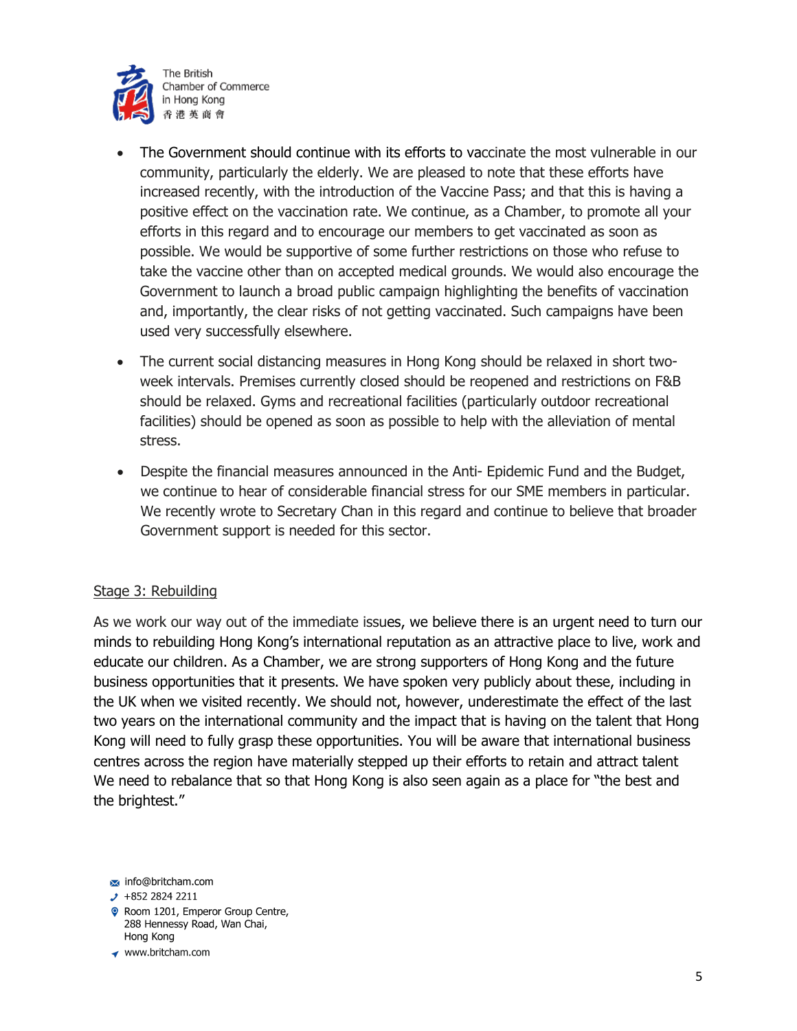- The Government should continue with its efforts to vaccinate the most vulnerable in our community, particularly the elderly. We are pleased to note that these efforts have increased recently, with the introduction of the Vaccine Pass; and that this is having a positive effect on the vaccination rate. We continue, as a Chamber, to promote all your efforts in this regard and to encourage our members to get vaccinated as soon as possible. We would be supportive of some further restrictions on those who refuse to take the vaccine other than on accepted medical grounds. We would also encourage the Government to launch a broad public campaign highlighting the benefits of vaccination and, importantly, the clear risks of not getting vaccinated. Such campaigns have been used very successfully elsewhere.
- The current social distancing measures in Hong Kong should be relaxed in short two-week intervals. Premises currently closed should be reopened and restrictions on F&B should be relaxed. Gyms and recreational facilities (particularly outdoor recreational facilities) should be opened as soon as possible to help with the alleviation of mental stress.
- Despite the financial measures announced in the Anti- Epidemic Fund and the Budget, we continue to hear of considerable financial stress for our SME members in particular. We recently wrote to Secretary Chan in this regard and continue to believe that broader Government support is needed for this sector.

<u>Stage 3: Rebuilding</u>

As we work our way out of the immediate issues, we believe there is an urgent need to turn our minds to rebuilding Hong Kong's international reputation as an attractive place to live, work and educate our children. As a Chamber, we are strong supporters of Hong Kong and the future business opportunities that it presents. We have spoken very publicly about these, including in the UK when we visited recently. We should not, however, underestimate the effect of the last two years on the international community and the impact that is having on the talent that Hong Kong will need to fully grasp these opportunities. You will be aware that international business centres across the region have materially stepped up their efforts to retain and attract talent We need to rebalance that so that Hong Kong is also seen again as a place for "the best and the brightest."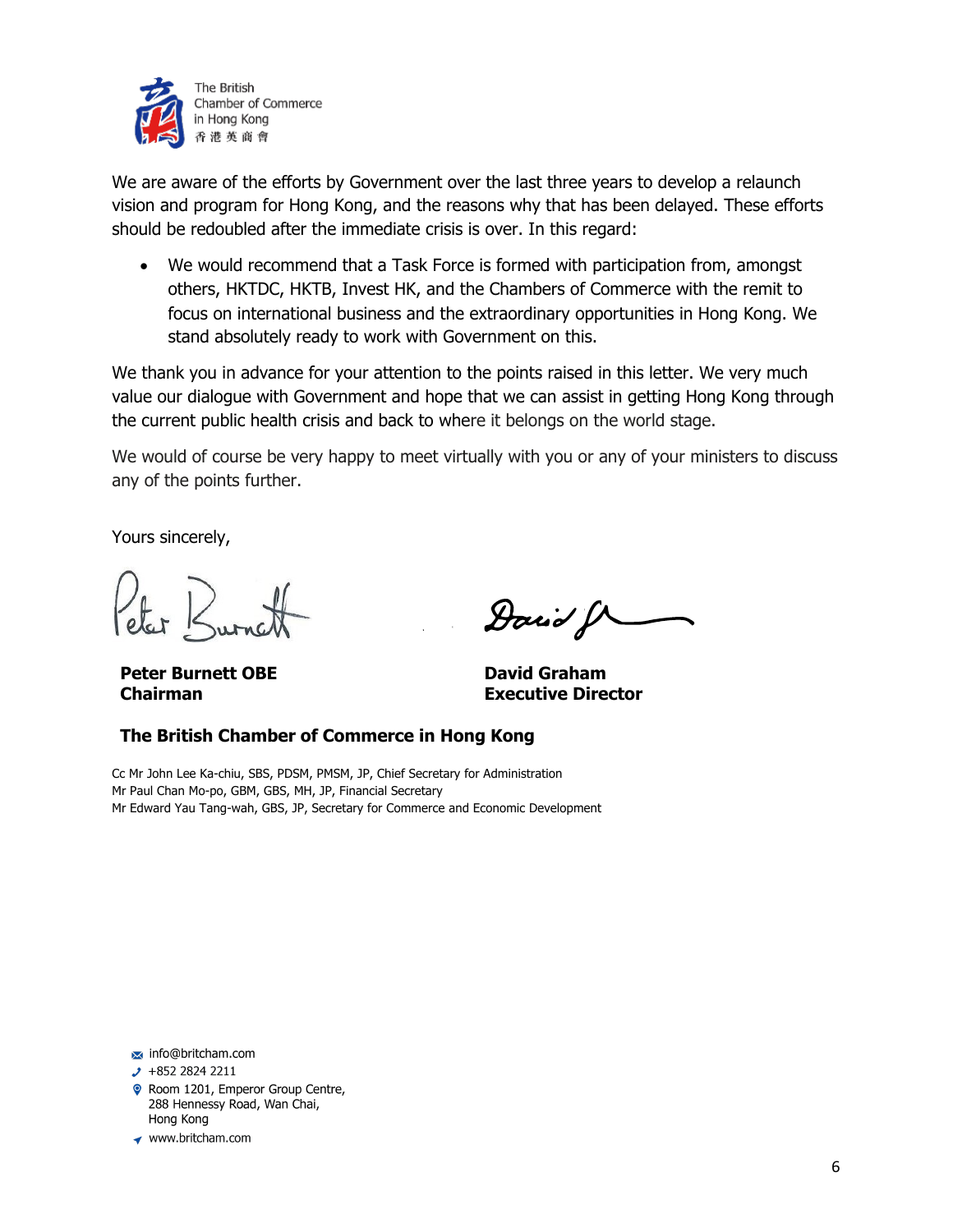The British Chamber of Commerce in Hong Kong
香港英商會

We are aware of the efforts by Government over the last three years to develop a relaunch vision and program for Hong Kong, and the reasons why that has been delayed. These efforts should be redoubled after the immediate crisis is over. In this regard:

- We would recommend that a Task Force is formed with participation from, amongst others, HKTDC, HKTB, Invest HK, and the Chambers of Commerce with the remit to focus on international business and the extraordinary opportunities in Hong Kong. We stand absolutely ready to work with Government on this.

We thank you in advance for your attention to the points raised in this letter. We very much value our dialogue with Government and hope that we can assist in getting Hong Kong through the current public health crisis and back to where it belongs on the world stage.

We would of course be very happy to meet virtually with you or any of your ministers to discuss any of the points further.

Yours sincerely,

**Peter Burnett OBE**
**Chairman**

**David Graham**
**Executive Director**

**The British Chamber of Commerce in Hong Kong**

Cc Mr John Lee Ka-chiu, SBS, PDSM, PMSM, JP, Chief Secretary for Administration
Mr Paul Chan Mo-po, GBM, GBS, MH, JP, Financial Secretary
Mr Edward Yau Tang-wah, GBS, JP, Secretary for Commerce and Economic Development

info@britcham.com
+852 2824 2211
Room 1201, Emperor Group Centre,
288 Hennessy Road, Wan Chai,
Hong Kong
www.britcham.com